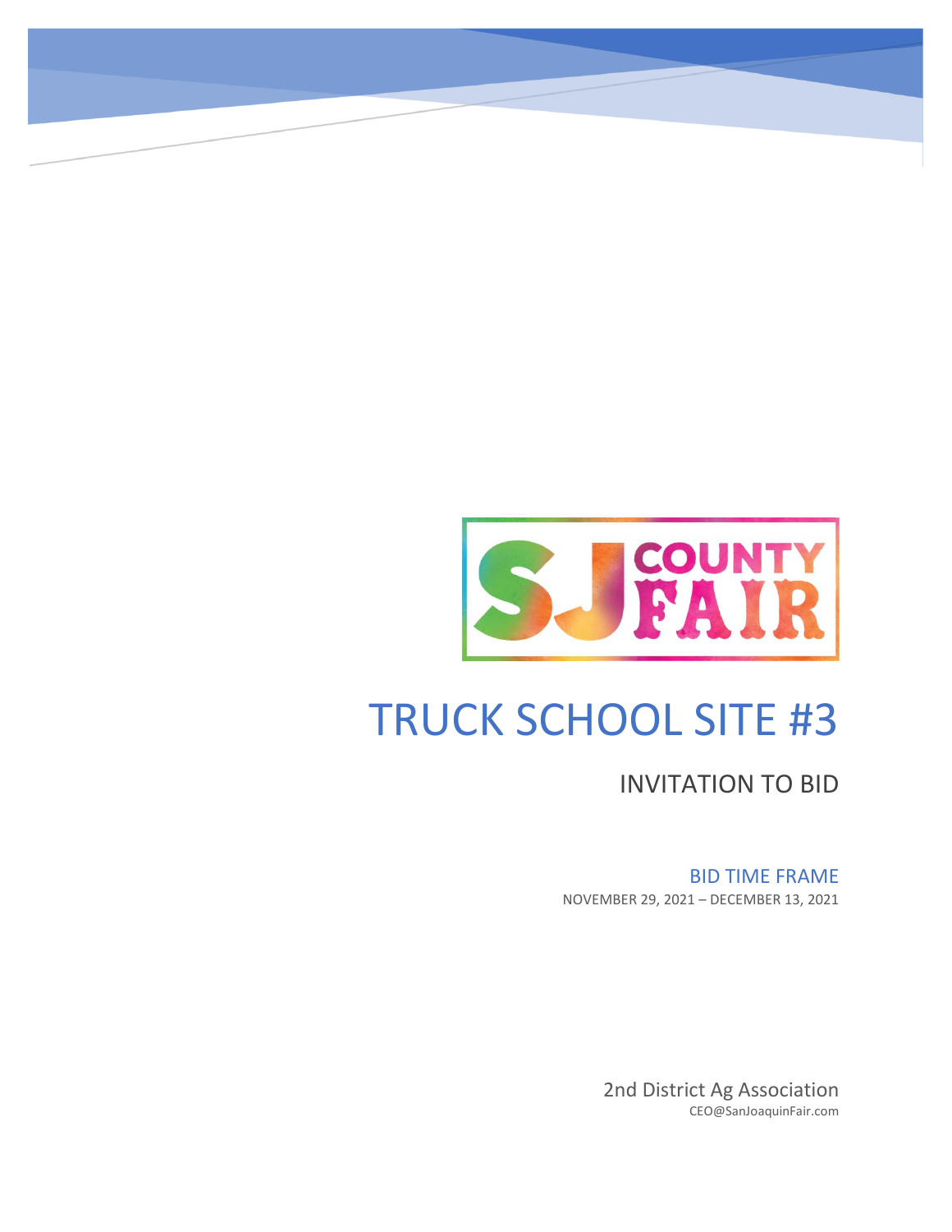SJ COUNTY FAIR

# TRUCK SCHOOL SITE #3

## INVITATION TO BID

BID TIME FRAME

NOVEMBER 29, 2021 – DECEMBER 13, 2021

2nd District Ag Association

CEO@SanJoaquinFair.com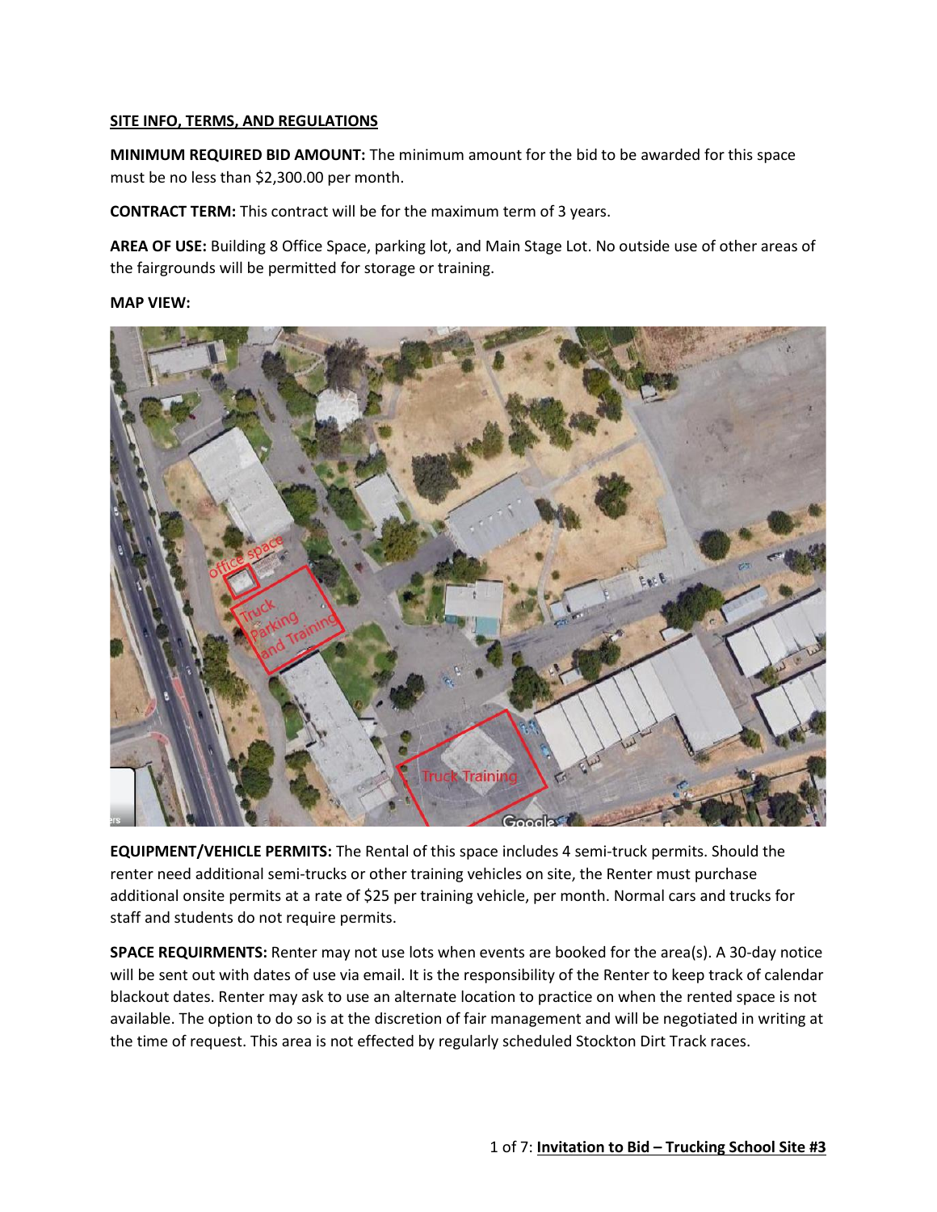**SITE INFO, TERMS, AND REGULATIONS**

**MINIMUM REQUIRED BID AMOUNT:** The minimum amount for the bid to be awarded for this space must be no less than $2,300.00 per month.

**CONTRACT TERM:** This contract will be for the maximum term of 3 years.

**AREA OF USE:** Building 8 Office Space, parking lot, and Main Stage Lot. No outside use of other areas of the fairgrounds will be permitted for storage or training.

**MAP VIEW:**

**EQUIPMENT/VEHICLE PERMITS:** The Rental of this space includes 4 semi-truck permits. Should the renter need additional semi-trucks or other training vehicles on site, the Renter must purchase additional onsite permits at a rate of $25 per training vehicle, per month. Normal cars and trucks for staff and students do not require permits.

**SPACE REQUIRMENTS:** Renter may not use lots when events are booked for the area(s). A 30-day notice will be sent out with dates of use via email. It is the responsibility of the Renter to keep track of calendar blackout dates. Renter may ask to use an alternate location to practice on when the rented space is not available. The option to do so is at the discretion of fair management and will be negotiated in writing at the time of request. This area is not effected by regularly scheduled Stockton Dirt Track races.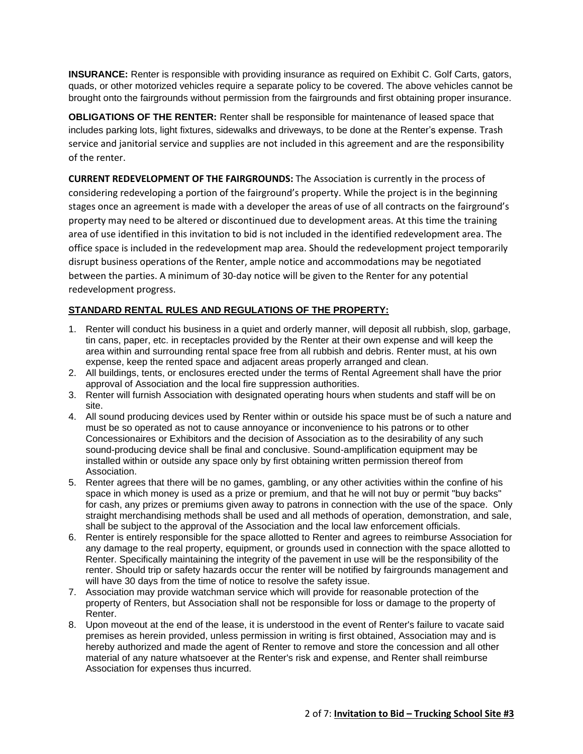**INSURANCE:** Renter is responsible with providing insurance as required on Exhibit C. Golf Carts, gators, quads, or other motorized vehicles require a separate policy to be covered. The above vehicles cannot be brought onto the fairgrounds without permission from the fairgrounds and first obtaining proper insurance.

**OBLIGATIONS OF THE RENTER:** Renter shall be responsible for maintenance of leased space that includes parking lots, light fixtures, sidewalks and driveways, to be done at the Renter's expense. Trash service and janitorial service and supplies are not included in this agreement and are the responsibility of the renter.

**CURRENT REDEVELOPMENT OF THE FAIRGROUNDS:** The Association is currently in the process of considering redeveloping a portion of the fairground's property. While the project is in the beginning stages once an agreement is made with a developer the areas of use of all contracts on the fairground's property may need to be altered or discontinued due to development areas. At this time the training area of use identified in this invitation to bid is not included in the identified redevelopment area. The office space is included in the redevelopment map area. Should the redevelopment project temporarily disrupt business operations of the Renter, ample notice and accommodations may be negotiated between the parties. A minimum of 30-day notice will be given to the Renter for any potential redevelopment progress.

**STANDARD RENTAL RULES AND REGULATIONS OF THE PROPERTY:**

1. Renter will conduct his business in a quiet and orderly manner, will deposit all rubbish, slop, garbage, tin cans, paper, etc. in receptacles provided by the Renter at their own expense and will keep the area within and surrounding rental space free from all rubbish and debris. Renter must, at his own expense, keep the rented space and adjacent areas properly arranged and clean.
2. All buildings, tents, or enclosures erected under the terms of Rental Agreement shall have the prior approval of Association and the local fire suppression authorities.
3. Renter will furnish Association with designated operating hours when students and staff will be on site.
4. All sound producing devices used by Renter within or outside his space must be of such a nature and must be so operated as not to cause annoyance or inconvenience to his patrons or to other Concessionaires or Exhibitors and the decision of Association as to the desirability of any such sound-producing device shall be final and conclusive. Sound-amplification equipment may be installed within or outside any space only by first obtaining written permission thereof from Association.
5. Renter agrees that there will be no games, gambling, or any other activities within the confine of his space in which money is used as a prize or premium, and that he will not buy or permit "buy backs" for cash, any prizes or premiums given away to patrons in connection with the use of the space. Only straight merchandising methods shall be used and all methods of operation, demonstration, and sale, shall be subject to the approval of the Association and the local law enforcement officials.
6. Renter is entirely responsible for the space allotted to Renter and agrees to reimburse Association for any damage to the real property, equipment, or grounds used in connection with the space allotted to Renter. Specifically maintaining the integrity of the pavement in use will be the responsibility of the renter. Should trip or safety hazards occur the renter will be notified by fairgrounds management and will have 30 days from the time of notice to resolve the safety issue.
7. Association may provide watchman service which will provide for reasonable protection of the property of Renters, but Association shall not be responsible for loss or damage to the property of Renter.
8. Upon moveout at the end of the lease, it is understood in the event of Renter's failure to vacate said premises as herein provided, unless permission in writing is first obtained, Association may and is hereby authorized and made the agent of Renter to remove and store the concession and all other material of any nature whatsoever at the Renter's risk and expense, and Renter shall reimburse Association for expenses thus incurred.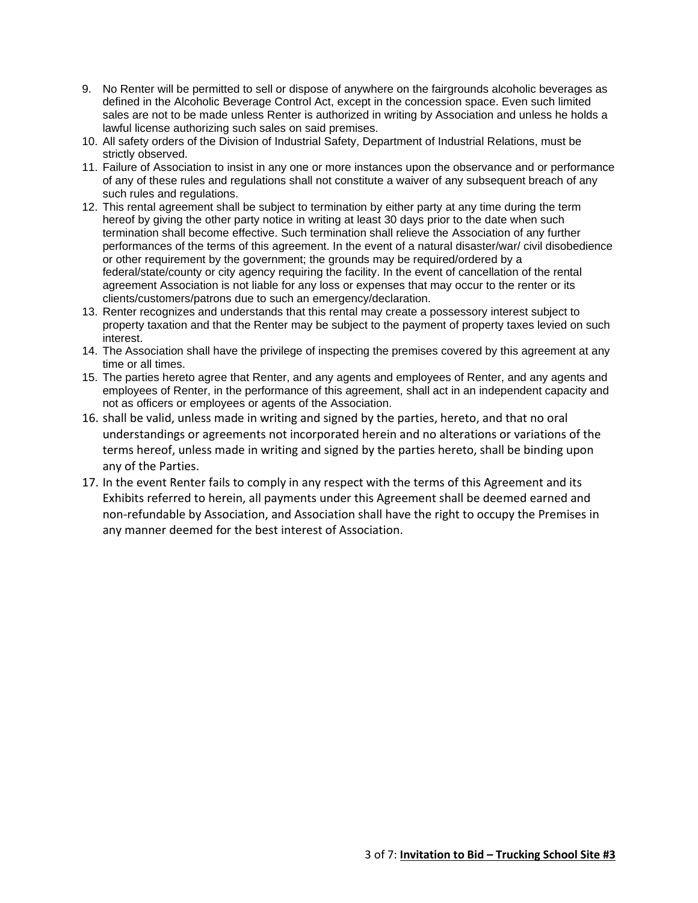9. No Renter will be permitted to sell or dispose of anywhere on the fairgrounds alcoholic beverages as defined in the Alcoholic Beverage Control Act, except in the concession space. Even such limited sales are not to be made unless Renter is authorized in writing by Association and unless he holds a lawful license authorizing such sales on said premises.
10. All safety orders of the Division of Industrial Safety, Department of Industrial Relations, must be strictly observed.
11. Failure of Association to insist in any one or more instances upon the observance and or performance of any of these rules and regulations shall not constitute a waiver of any subsequent breach of any such rules and regulations.
12. This rental agreement shall be subject to termination by either party at any time during the term hereof by giving the other party notice in writing at least 30 days prior to the date when such termination shall become effective. Such termination shall relieve the Association of any further performances of the terms of this agreement. In the event of a natural disaster/war/ civil disobedience or other requirement by the government; the grounds may be required/ordered by a federal/state/county or city agency requiring the facility. In the event of cancellation of the rental agreement Association is not liable for any loss or expenses that may occur to the renter or its clients/customers/patrons due to such an emergency/declaration.
13. Renter recognizes and understands that this rental may create a possessory interest subject to property taxation and that the Renter may be subject to the payment of property taxes levied on such interest.
14. The Association shall have the privilege of inspecting the premises covered by this agreement at any time or all times.
15. The parties hereto agree that Renter, and any agents and employees of Renter, and any agents and employees of Renter, in the performance of this agreement, shall act in an independent capacity and not as officers or employees or agents of the Association.
16. shall be valid, unless made in writing and signed by the parties, hereto, and that no oral understandings or agreements not incorporated herein and no alterations or variations of the terms hereof, unless made in writing and signed by the parties hereto, shall be binding upon any of the Parties.
17. In the event Renter fails to comply in any respect with the terms of this Agreement and its Exhibits referred to herein, all payments under this Agreement shall be deemed earned and non-refundable by Association, and Association shall have the right to occupy the Premises in any manner deemed for the best interest of Association.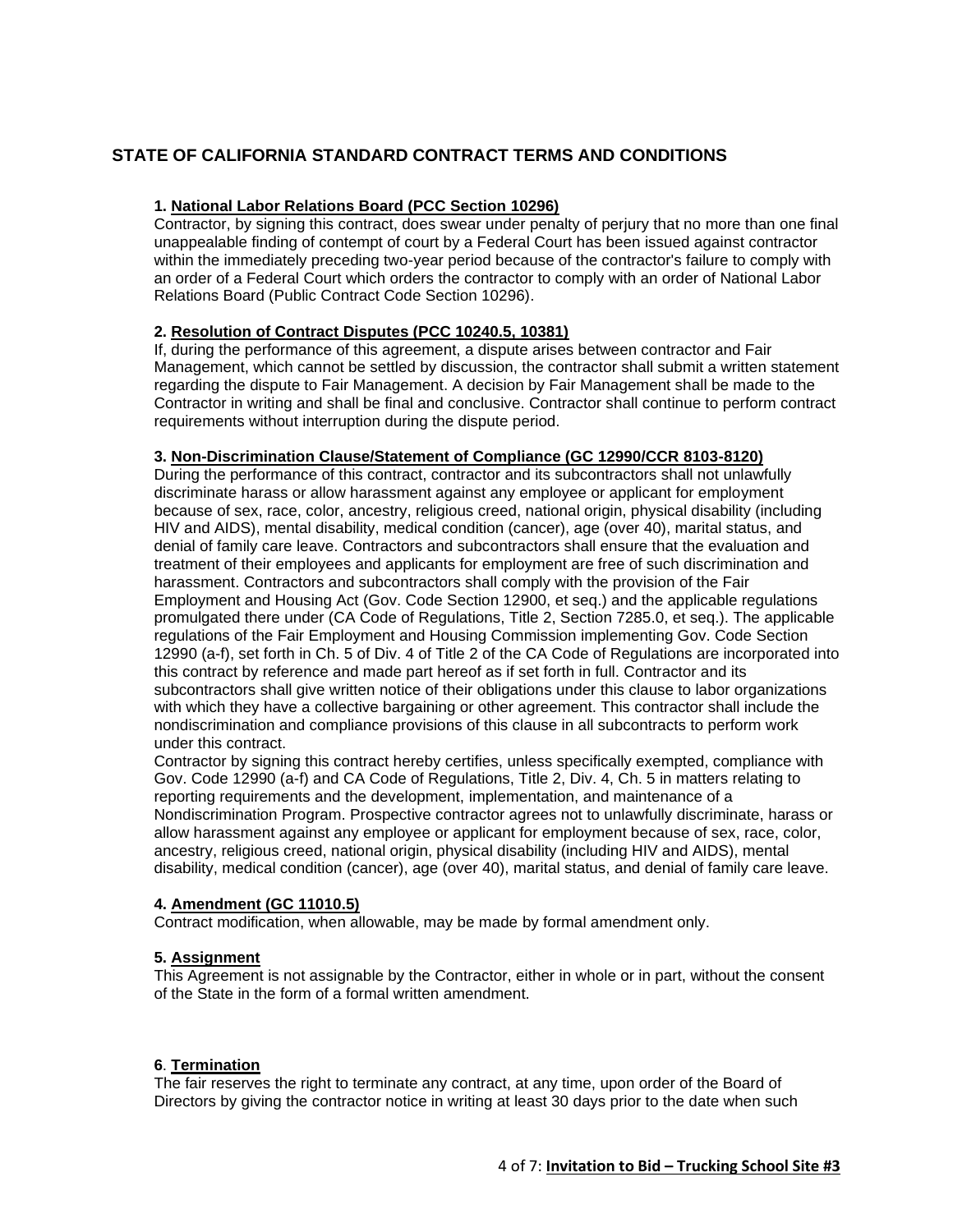## STATE OF CALIFORNIA STANDARD CONTRACT TERMS AND CONDITIONS

**1. National Labor Relations Board (PCC Section 10296)**

Contractor, by signing this contract, does swear under penalty of perjury that no more than one final unappealable finding of contempt of court by a Federal Court has been issued against contractor within the immediately preceding two-year period because of the contractor's failure to comply with an order of a Federal Court which orders the contractor to comply with an order of National Labor Relations Board (Public Contract Code Section 10296).

**2. Resolution of Contract Disputes (PCC 10240.5, 10381)**

If, during the performance of this agreement, a dispute arises between contractor and Fair Management, which cannot be settled by discussion, the contractor shall submit a written statement regarding the dispute to Fair Management. A decision by Fair Management shall be made to the Contractor in writing and shall be final and conclusive. Contractor shall continue to perform contract requirements without interruption during the dispute period.

**3. Non-Discrimination Clause/Statement of Compliance (GC 12990/CCR 8103-8120)**

During the performance of this contract, contractor and its subcontractors shall not unlawfully discriminate harass or allow harassment against any employee or applicant for employment because of sex, race, color, ancestry, religious creed, national origin, physical disability (including HIV and AIDS), mental disability, medical condition (cancer), age (over 40), marital status, and denial of family care leave. Contractors and subcontractors shall ensure that the evaluation and treatment of their employees and applicants for employment are free of such discrimination and harassment. Contractors and subcontractors shall comply with the provision of the Fair Employment and Housing Act (Gov. Code Section 12900, et seq.) and the applicable regulations promulgated there under (CA Code of Regulations, Title 2, Section 7285.0, et seq.). The applicable regulations of the Fair Employment and Housing Commission implementing Gov. Code Section 12990 (a-f), set forth in Ch. 5 of Div. 4 of Title 2 of the CA Code of Regulations are incorporated into this contract by reference and made part hereof as if set forth in full. Contractor and its subcontractors shall give written notice of their obligations under this clause to labor organizations with which they have a collective bargaining or other agreement. This contractor shall include the nondiscrimination and compliance provisions of this clause in all subcontracts to perform work under this contract.

Contractor by signing this contract hereby certifies, unless specifically exempted, compliance with Gov. Code 12990 (a-f) and CA Code of Regulations, Title 2, Div. 4, Ch. 5 in matters relating to reporting requirements and the development, implementation, and maintenance of a Nondiscrimination Program. Prospective contractor agrees not to unlawfully discriminate, harass or allow harassment against any employee or applicant for employment because of sex, race, color, ancestry, religious creed, national origin, physical disability (including HIV and AIDS), mental disability, medical condition (cancer), age (over 40), marital status, and denial of family care leave.

**4. Amendment (GC 11010.5)**

Contract modification, when allowable, may be made by formal amendment only.

**5. Assignment**

This Agreement is not assignable by the Contractor, either in whole or in part, without the consent of the State in the form of a formal written amendment.

**6. Termination**

The fair reserves the right to terminate any contract, at any time, upon order of the Board of Directors by giving the contractor notice in writing at least 30 days prior to the date when such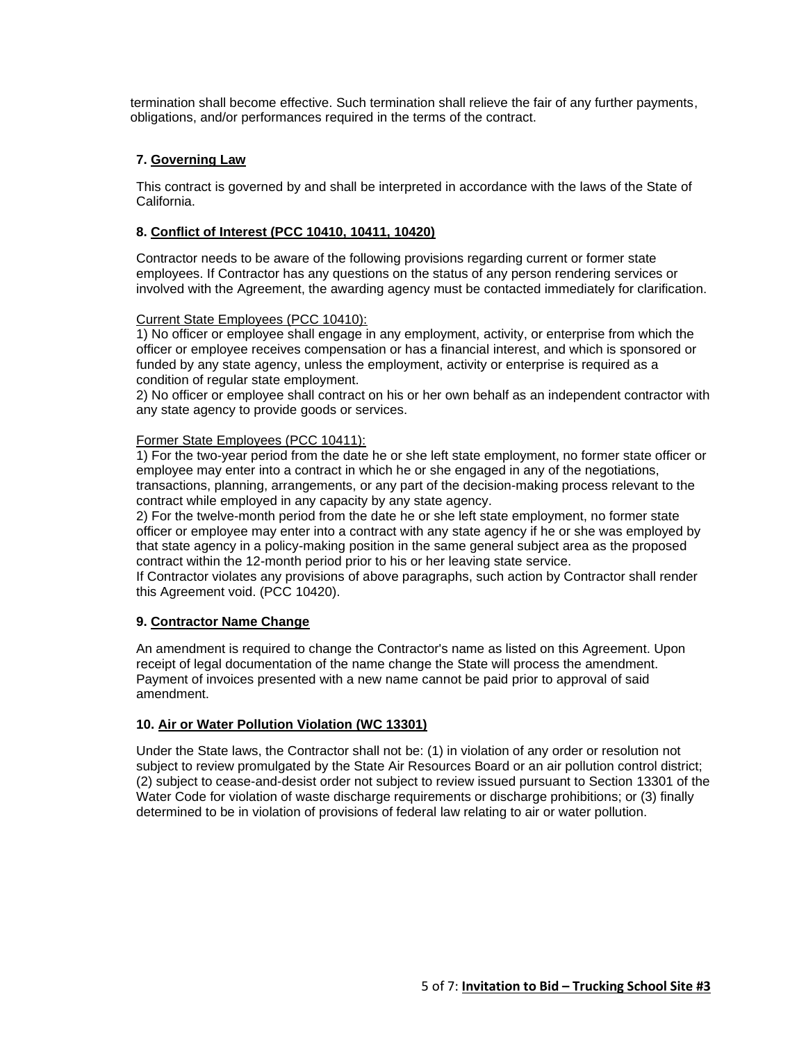termination shall become effective. Such termination shall relieve the fair of any further payments, obligations, and/or performances required in the terms of the contract.

**7. Governing Law**

This contract is governed by and shall be interpreted in accordance with the laws of the State of California.

**8. Conflict of Interest (PCC 10410, 10411, 10420)**

Contractor needs to be aware of the following provisions regarding current or former state employees. If Contractor has any questions on the status of any person rendering services or involved with the Agreement, the awarding agency must be contacted immediately for clarification.

Current State Employees (PCC 10410):
1) No officer or employee shall engage in any employment, activity, or enterprise from which the officer or employee receives compensation or has a financial interest, and which is sponsored or funded by any state agency, unless the employment, activity or enterprise is required as a condition of regular state employment.
2) No officer or employee shall contract on his or her own behalf as an independent contractor with any state agency to provide goods or services.

Former State Employees (PCC 10411):
1) For the two-year period from the date he or she left state employment, no former state officer or employee may enter into a contract in which he or she engaged in any of the negotiations, transactions, planning, arrangements, or any part of the decision-making process relevant to the contract while employed in any capacity by any state agency.
2) For the twelve-month period from the date he or she left state employment, no former state officer or employee may enter into a contract with any state agency if he or she was employed by that state agency in a policy-making position in the same general subject area as the proposed contract within the 12-month period prior to his or her leaving state service.
If Contractor violates any provisions of above paragraphs, such action by Contractor shall render this Agreement void. (PCC 10420).

**9. Contractor Name Change**

An amendment is required to change the Contractor's name as listed on this Agreement. Upon receipt of legal documentation of the name change the State will process the amendment. Payment of invoices presented with a new name cannot be paid prior to approval of said amendment.

**10. Air or Water Pollution Violation (WC 13301)**

Under the State laws, the Contractor shall not be: (1) in violation of any order or resolution not subject to review promulgated by the State Air Resources Board or an air pollution control district; (2) subject to cease-and-desist order not subject to review issued pursuant to Section 13301 of the Water Code for violation of waste discharge requirements or discharge prohibitions; or (3) finally determined to be in violation of provisions of federal law relating to air or water pollution.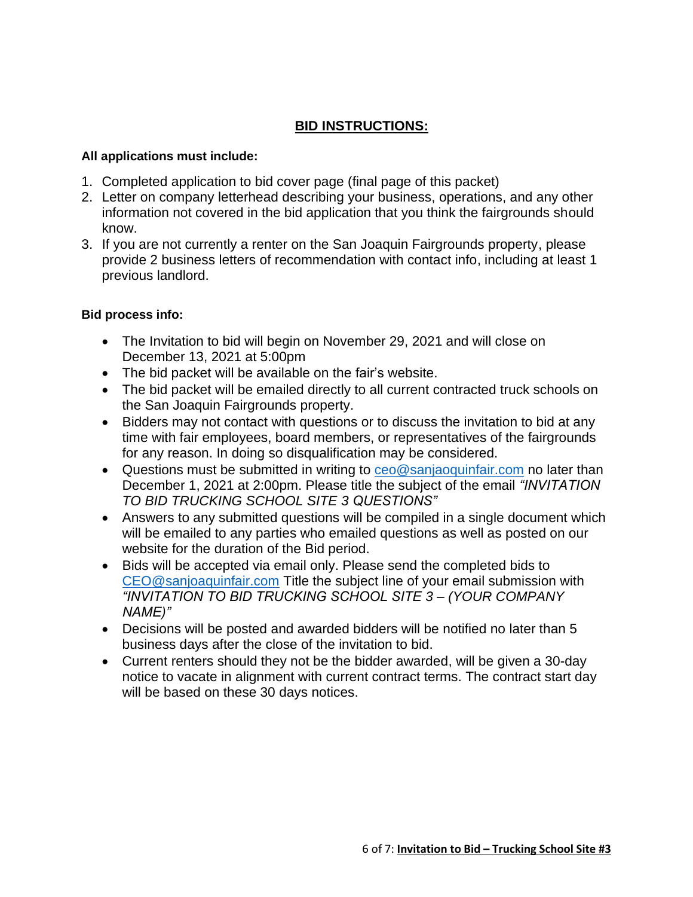## BID INSTRUCTIONS:

**All applications must include:**

1. Completed application to bid cover page (final page of this packet)
2. Letter on company letterhead describing your business, operations, and any other information not covered in the bid application that you think the fairgrounds should know.
3. If you are not currently a renter on the San Joaquin Fairgrounds property, please provide 2 business letters of recommendation with contact info, including at least 1 previous landlord.

**Bid process info:**

- The Invitation to bid will begin on November 29, 2021 and will close on December 13, 2021 at 5:00pm
- The bid packet will be available on the fair's website.
- The bid packet will be emailed directly to all current contracted truck schools on the San Joaquin Fairgrounds property.
- Bidders may not contact with questions or to discuss the invitation to bid at any time with fair employees, board members, or representatives of the fairgrounds for any reason. In doing so disqualification may be considered.
- Questions must be submitted in writing to ceo@sanjaoquinfair.com no later than December 1, 2021 at 2:00pm. Please title the subject of the email *"INVITATION TO BID TRUCKING SCHOOL SITE 3 QUESTIONS"*
- Answers to any submitted questions will be compiled in a single document which will be emailed to any parties who emailed questions as well as posted on our website for the duration of the Bid period.
- Bids will be accepted via email only. Please send the completed bids to CEO@sanjoaquinfair.com Title the subject line of your email submission with *"INVITATION TO BID TRUCKING SCHOOL SITE 3 – (YOUR COMPANY NAME)"*
- Decisions will be posted and awarded bidders will be notified no later than 5 business days after the close of the invitation to bid.
- Current renters should they not be the bidder awarded, will be given a 30-day notice to vacate in alignment with current contract terms. The contract start day will be based on these 30 days notices.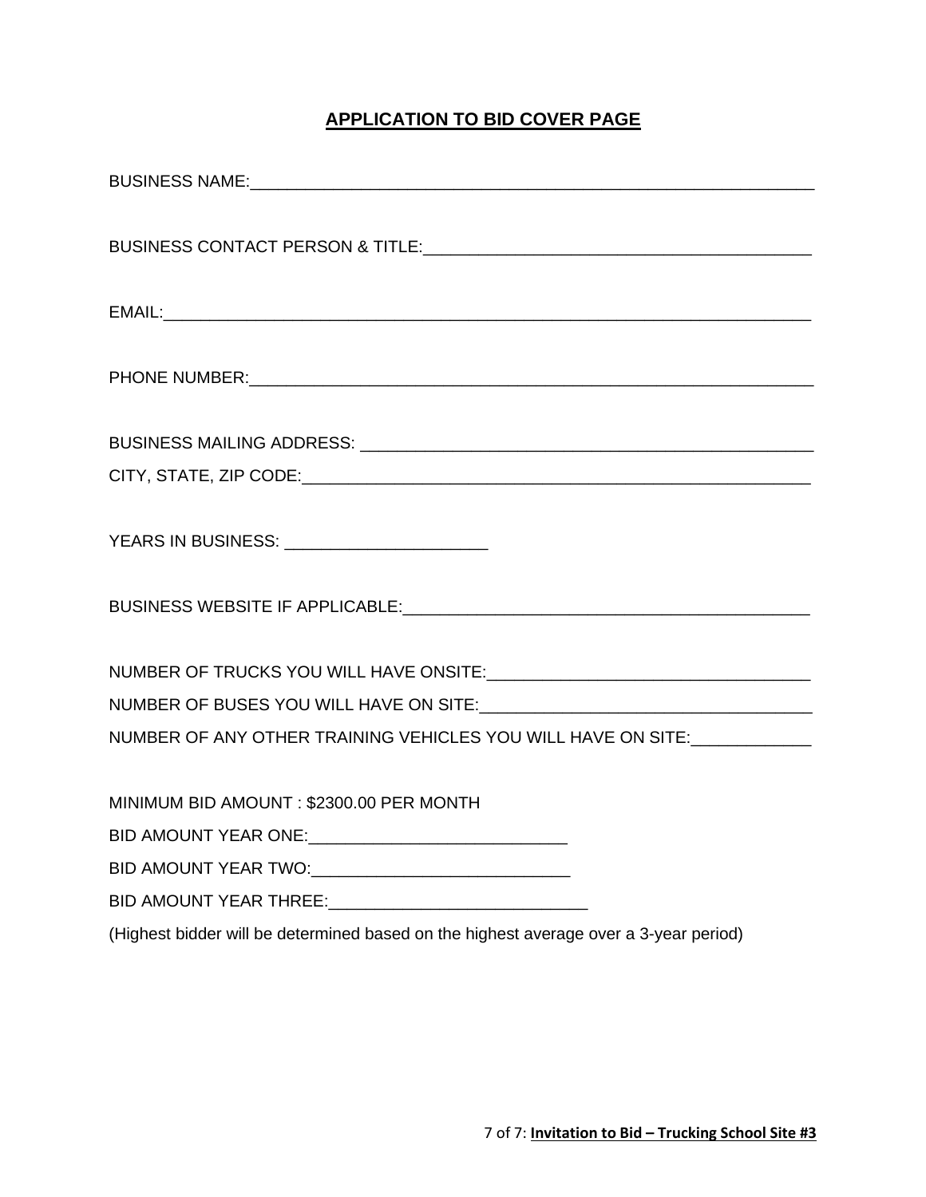## APPLICATION TO BID COVER PAGE

BUSINESS NAME:_______________________________________________________________

BUSINESS CONTACT PERSON & TITLE:_________________________________________

EMAIL:______________________________________________________________________

PHONE NUMBER:_______________________________________________________________

BUSINESS MAILING ADDRESS: __________________________________________________

CITY, STATE, ZIP CODE:______________________________________________________

YEARS IN BUSINESS: ______________________

BUSINESS WEBSITE IF APPLICABLE:_____________________________________________

NUMBER OF TRUCKS YOU WILL HAVE ONSITE:_______________________________________

NUMBER OF BUSES YOU WILL HAVE ON SITE:_______________________________________

NUMBER OF ANY OTHER TRAINING VEHICLES YOU WILL HAVE ON SITE:_____________

MINIMUM BID AMOUNT : $2300.00 PER MONTH

BID AMOUNT YEAR ONE:____________________________

BID AMOUNT YEAR TWO:____________________________

BID AMOUNT YEAR THREE:____________________________

(Highest bidder will be determined based on the highest average over a 3-year period)